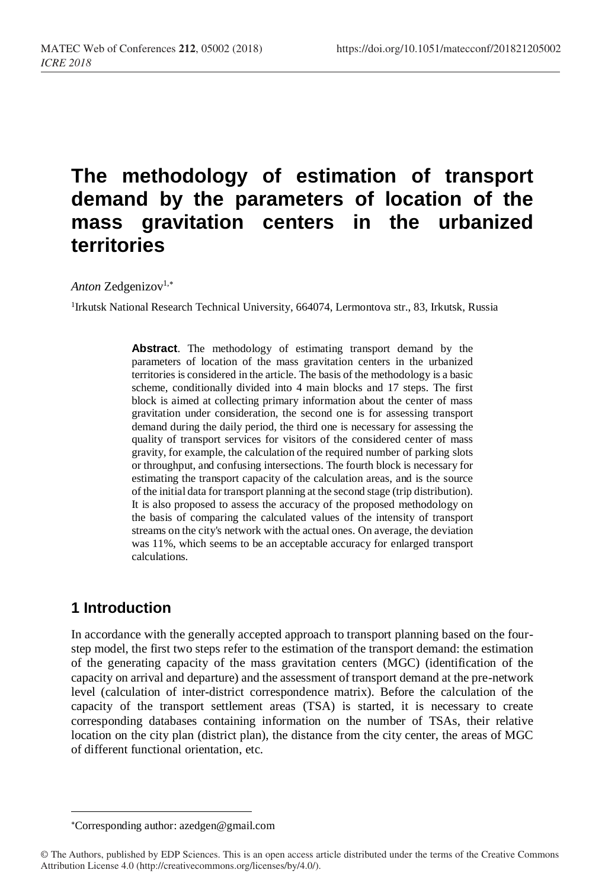# The methodology of estimation of transport demand by the parameters of location of the mass gravitation centers in the urbanized territories

*Anton* Zedgenizov[1,*]

[1]Irkutsk National Research Technical University, 664074, Lermontova str., 83, Irkutsk, Russia

**Abstract**. The methodology of estimating transport demand by the parameters of location of the mass gravitation centers in the urbanized territories is considered in the article. The basis of the methodology is a basic scheme, conditionally divided into 4 main blocks and 17 steps. The first block is aimed at collecting primary information about the center of mass gravitation under consideration, the second one is for assessing transport demand during the daily period, the third one is necessary for assessing the quality of transport services for visitors of the considered center of mass gravity, for example, the calculation of the required number of parking slots or throughput, and confusing intersections. The fourth block is necessary for estimating the transport capacity of the calculation areas, and is the source of the initial data for transport planning at the second stage (trip distribution). It is also proposed to assess the accuracy of the proposed methodology on the basis of comparing the calculated values of the intensity of transport streams on the city's network with the actual ones. On average, the deviation was 11%, which seems to be an acceptable accuracy for enlarged transport calculations.

## 1 Introduction

In accordance with the generally accepted approach to transport planning based on the four-step model, the first two steps refer to the estimation of the transport demand: the estimation of the generating capacity of the mass gravitation centers (MGC) (identification of the capacity on arrival and departure) and the assessment of transport demand at the pre-network level (calculation of inter-district correspondence matrix). Before the calculation of the capacity of the transport settlement areas (TSA) is started, it is necessary to create corresponding databases containing information on the number of TSAs, their relative location on the city plan (district plan), the distance from the city center, the areas of MGC of different functional orientation, etc.

*Corresponding author: azedgen@gmail.com

© The Authors, published by EDP Sciences. This is an open access article distributed under the terms of the Creative Commons Attribution License 4.0 (http://creativecommons.org/licenses/by/4.0/).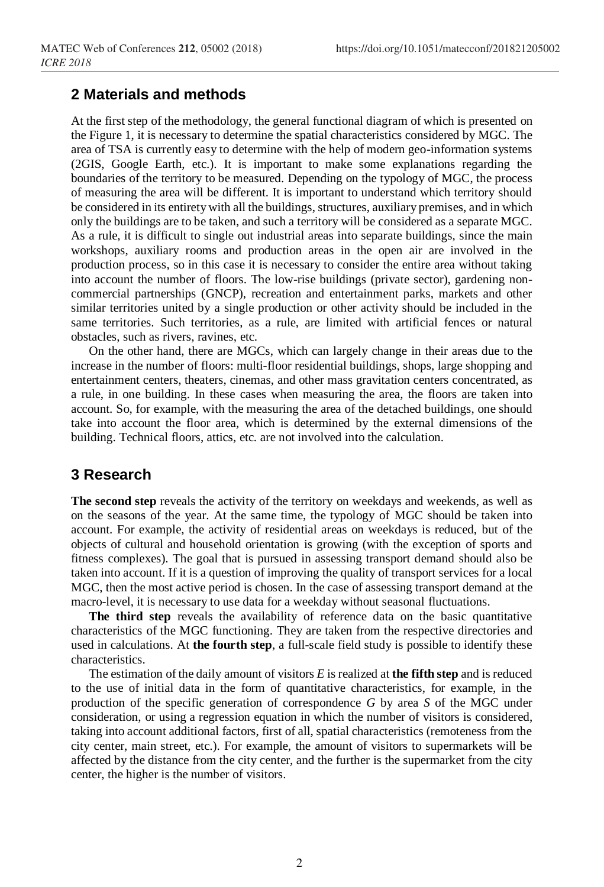## 2 Materials and methods

At the first step of the methodology, the general functional diagram of which is presented on the Figure 1, it is necessary to determine the spatial characteristics considered by MGC. The area of TSA is currently easy to determine with the help of modern geo-information systems (2GIS, Google Earth, etc.). It is important to make some explanations regarding the boundaries of the territory to be measured. Depending on the typology of MGC, the process of measuring the area will be different. It is important to understand which territory should be considered in its entirety with all the buildings, structures, auxiliary premises, and in which only the buildings are to be taken, and such a territory will be considered as a separate MGC. As a rule, it is difficult to single out industrial areas into separate buildings, since the main workshops, auxiliary rooms and production areas in the open air are involved in the production process, so in this case it is necessary to consider the entire area without taking into account the number of floors. The low-rise buildings (private sector), gardening non-commercial partnerships (GNCP), recreation and entertainment parks, markets and other similar territories united by a single production or other activity should be included in the same territories. Such territories, as a rule, are limited with artificial fences or natural obstacles, such as rivers, ravines, etc.

On the other hand, there are MGCs, which can largely change in their areas due to the increase in the number of floors: multi-floor residential buildings, shops, large shopping and entertainment centers, theaters, cinemas, and other mass gravitation centers concentrated, as a rule, in one building. In these cases when measuring the area, the floors are taken into account. So, for example, with the measuring the area of the detached buildings, one should take into account the floor area, which is determined by the external dimensions of the building. Technical floors, attics, etc. are not involved into the calculation.

## 3 Research

**The second step** reveals the activity of the territory on weekdays and weekends, as well as on the seasons of the year. At the same time, the typology of MGC should be taken into account. For example, the activity of residential areas on weekdays is reduced, but of the objects of cultural and household orientation is growing (with the exception of sports and fitness complexes). The goal that is pursued in assessing transport demand should also be taken into account. If it is a question of improving the quality of transport services for a local MGC, then the most active period is chosen. In the case of assessing transport demand at the macro-level, it is necessary to use data for a weekday without seasonal fluctuations.

**The third step** reveals the availability of reference data on the basic quantitative characteristics of the MGC functioning. They are taken from the respective directories and used in calculations. At **the fourth step**, a full-scale field study is possible to identify these characteristics.

The estimation of the daily amount of visitors $E$ is realized at **the fifth step** and is reduced to the use of initial data in the form of quantitative characteristics, for example, in the production of the specific generation of correspondence $G$ by area $S$ of the MGC under consideration, or using a regression equation in which the number of visitors is considered, taking into account additional factors, first of all, spatial characteristics (remoteness from the city center, main street, etc.). For example, the amount of visitors to supermarkets will be affected by the distance from the city center, and the further is the supermarket from the city center, the higher is the number of visitors.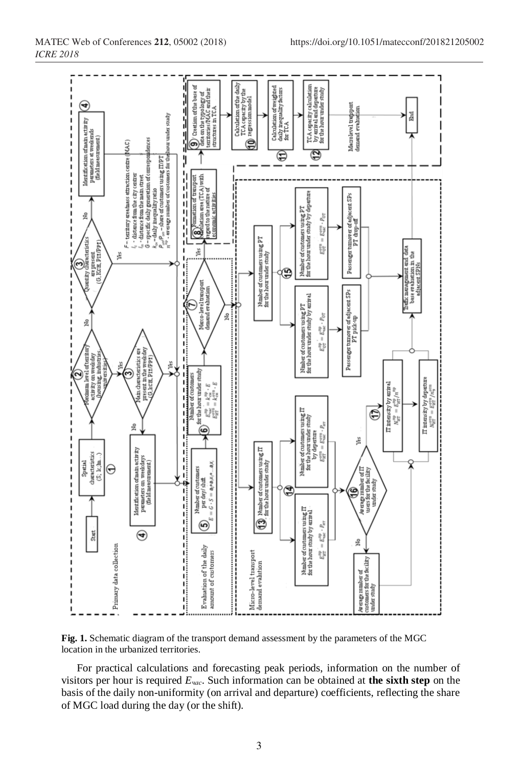**Fig. 1.** Schematic diagram of the transport demand assessment by the parameters of the MGC location in the urbanized territories.

For practical calculations and forecasting peak periods, information on the number of visitors per hour is required $E_{час}$. Such information can be obtained at **the sixth step** on the basis of the daily non-uniformity (on arrival and departure) coefficients, reflecting the share of MGC load during the day (or the shift).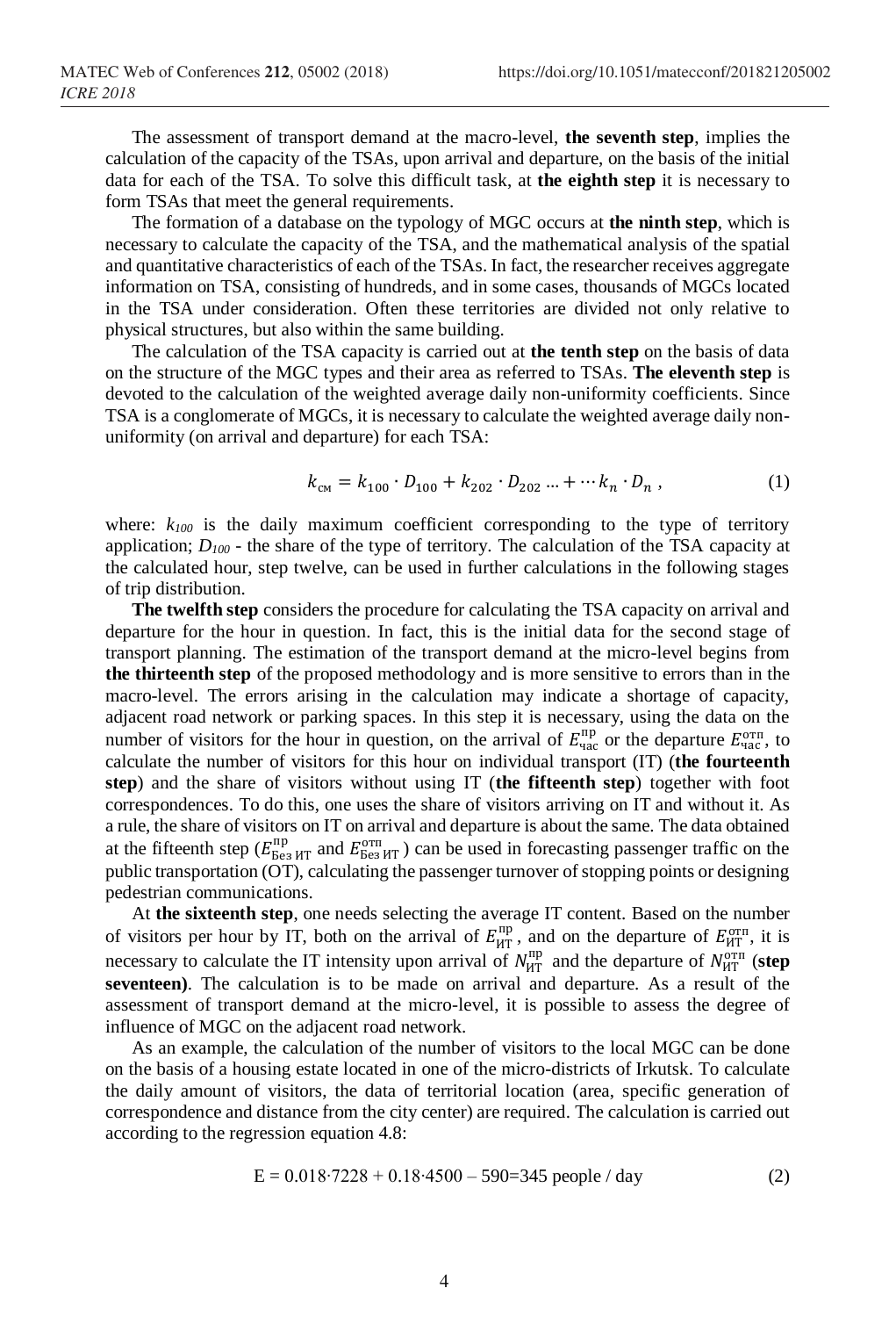The assessment of transport demand at the macro-level, **the seventh step**, implies the calculation of the capacity of the TSAs, upon arrival and departure, on the basis of the initial data for each of the TSA. To solve this difficult task, at **the eighth step** it is necessary to form TSAs that meet the general requirements.

The formation of a database on the typology of MGC occurs at **the ninth step**, which is necessary to calculate the capacity of the TSA, and the mathematical analysis of the spatial and quantitative characteristics of each of the TSAs. In fact, the researcher receives aggregate information on TSA, consisting of hundreds, and in some cases, thousands of MGCs located in the TSA under consideration. Often these territories are divided not only relative to physical structures, but also within the same building.

The calculation of the TSA capacity is carried out at **the tenth step** on the basis of data on the structure of the MGC types and their area as referred to TSAs. **The eleventh step** is devoted to the calculation of the weighted average daily non-uniformity coefficients. Since TSA is a conglomerate of MGCs, it is necessary to calculate the weighted average daily non-uniformity (on arrival and departure) for each TSA:

$$k_{\text{см}} = k_{100} \cdot D_{100} + k_{202} \cdot D_{202} \ldots + \cdots k_n \cdot D_n \,, \tag{1}$$

where: $k_{100}$ is the daily maximum coefficient corresponding to the type of territory application; $D_{100}$ - the share of the type of territory. The calculation of the TSA capacity at the calculated hour, step twelve, can be used in further calculations in the following stages of trip distribution.

**The twelfth step** considers the procedure for calculating the TSA capacity on arrival and departure for the hour in question. In fact, this is the initial data for the second stage of transport planning. The estimation of the transport demand at the micro-level begins from **the thirteenth step** of the proposed methodology and is more sensitive to errors than in the macro-level. The errors arising in the calculation may indicate a shortage of capacity, adjacent road network or parking spaces. In this step it is necessary, using the data on the number of visitors for the hour in question, on the arrival of $E^{\text{пр}}_{\text{час}}$ or the departure $E^{\text{отп}}_{\text{час}}$, to calculate the number of visitors for this hour on individual transport (IT) (**the fourteenth step**) and the share of visitors without using IT (**the fifteenth step**) together with foot correspondences. To do this, one uses the share of visitors arriving on IT and without it. As a rule, the share of visitors on IT on arrival and departure is about the same. The data obtained at the fifteenth step ($E^{\text{пр}}_{\text{Без ИТ}}$ and $E^{\text{отп}}_{\text{Без ИТ}}$) can be used in forecasting passenger traffic on the public transportation (OT), calculating the passenger turnover of stopping points or designing pedestrian communications.

At **the sixteenth step**, one needs selecting the average IT content. Based on the number of visitors per hour by IT, both on the arrival of $E^{\text{пр}}_{\text{ИТ}}$, and on the departure of $E^{\text{отп}}_{\text{ИТ}}$, it is necessary to calculate the IT intensity upon arrival of $N^{\text{пр}}_{\text{ИТ}}$ and the departure of $N^{\text{отп}}_{\text{ИТ}}$ (**step seventeen)**. The calculation is to be made on arrival and departure. As a result of the assessment of transport demand at the micro-level, it is possible to assess the degree of influence of MGC on the adjacent road network.

As an example, the calculation of the number of visitors to the local MGC can be done on the basis of a housing estate located in one of the micro-districts of Irkutsk. To calculate the daily amount of visitors, the data of territorial location (area, specific generation of correspondence and distance from the city center) are required. The calculation is carried out according to the regression equation 4.8:

$$\text{E} = 0.018 \cdot 7228 + 0.18 \cdot 4500 - 590 = 345 \text{ people / day} \tag{2}$$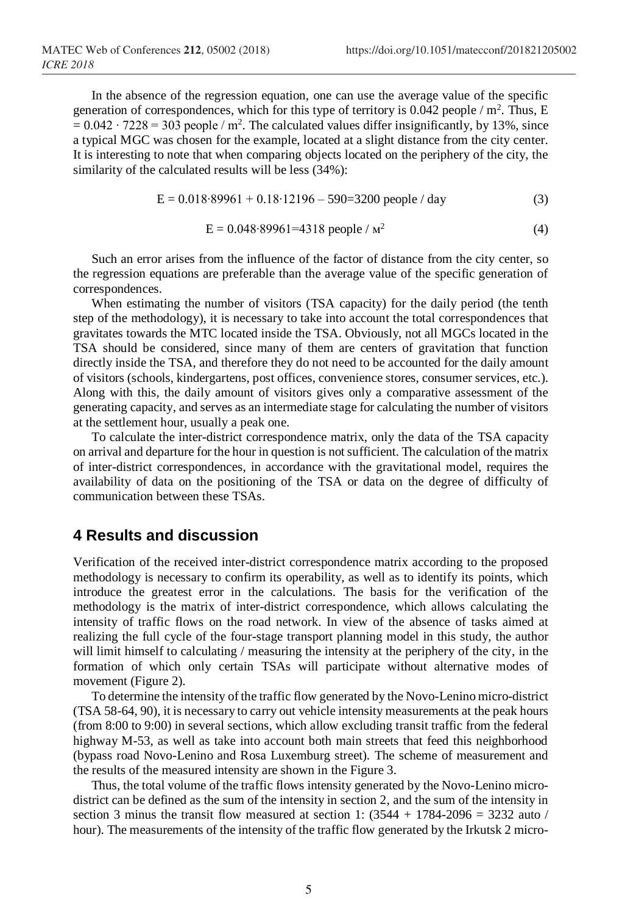In the absence of the regression equation, one can use the average value of the specific generation of correspondences, which for this type of territory is 0.042 people / m$^2$. Thus, E $= 0.042 \cdot 7228 = 303$ people / m$^2$. The calculated values differ insignificantly, by 13%, since a typical MGC was chosen for the example, located at a slight distance from the city center. It is interesting to note that when comparing objects located on the periphery of the city, the similarity of the calculated results will be less (34%):

$$E = 0.018 \cdot 89961 + 0.18 \cdot 12196 - 590 = 3200 \text{ people / day} \tag{3}$$

$$E = 0.048 \cdot 89961 = 4318 \text{ people / м}^2 \tag{4}$$

Such an error arises from the influence of the factor of distance from the city center, so the regression equations are preferable than the average value of the specific generation of correspondences.

When estimating the number of visitors (TSA capacity) for the daily period (the tenth step of the methodology), it is necessary to take into account the total correspondences that gravitates towards the MTC located inside the TSA. Obviously, not all MGCs located in the TSA should be considered, since many of them are centers of gravitation that function directly inside the TSA, and therefore they do not need to be accounted for the daily amount of visitors (schools, kindergartens, post offices, convenience stores, consumer services, etc.). Along with this, the daily amount of visitors gives only a comparative assessment of the generating capacity, and serves as an intermediate stage for calculating the number of visitors at the settlement hour, usually a peak one.

To calculate the inter-district correspondence matrix, only the data of the TSA capacity on arrival and departure for the hour in question is not sufficient. The calculation of the matrix of inter-district correspondences, in accordance with the gravitational model, requires the availability of data on the positioning of the TSA or data on the degree of difficulty of communication between these TSAs.

## 4 Results and discussion

Verification of the received inter-district correspondence matrix according to the proposed methodology is necessary to confirm its operability, as well as to identify its points, which introduce the greatest error in the calculations. The basis for the verification of the methodology is the matrix of inter-district correspondence, which allows calculating the intensity of traffic flows on the road network. In view of the absence of tasks aimed at realizing the full cycle of the four-stage transport planning model in this study, the author will limit himself to calculating / measuring the intensity at the periphery of the city, in the formation of which only certain TSAs will participate without alternative modes of movement (Figure 2).

To determine the intensity of the traffic flow generated by the Novo-Lenino micro-district (TSA 58-64, 90), it is necessary to carry out vehicle intensity measurements at the peak hours (from 8:00 to 9:00) in several sections, which allow excluding transit traffic from the federal highway M-53, as well as take into account both main streets that feed this neighborhood (bypass road Novo-Lenino and Rosa Luxemburg street). The scheme of measurement and the results of the measured intensity are shown in the Figure 3.

Thus, the total volume of the traffic flows intensity generated by the Novo-Lenino micro-district can be defined as the sum of the intensity in section 2, and the sum of the intensity in section 3 minus the transit flow measured at section 1: ($3544 + 1784 - 2096 = 3232$ auto / hour). The measurements of the intensity of the traffic flow generated by the Irkutsk 2 micro-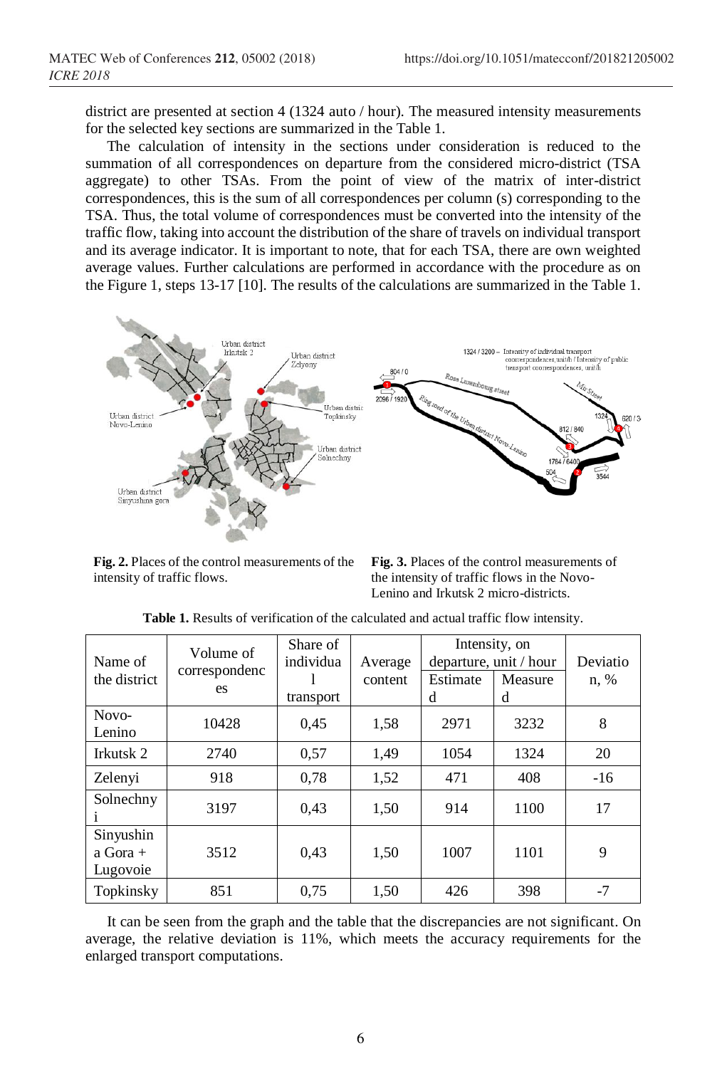district are presented at section 4 (1324 auto / hour). The measured intensity measurements for the selected key sections are summarized in the Table 1.

The calculation of intensity in the sections under consideration is reduced to the summation of all correspondences on departure from the considered micro-district (TSA aggregate) to other TSAs. From the point of view of the matrix of inter-district correspondences, this is the sum of all correspondences per column (s) corresponding to the TSA. Thus, the total volume of correspondences must be converted into the intensity of the traffic flow, taking into account the distribution of the share of travels on individual transport and its average indicator. It is important to note, that for each TSA, there are own weighted average values. Further calculations are performed in accordance with the procedure as on the Figure 1, steps 13-17 [10]. The results of the calculations are summarized in the Table 1.

Urban district Irkutsk 2
Urban district Zelyony
Urban district Novo-Lenino
Urban district Topkinsky
Urban district Solnechny
Urban district Sinyushina gora

**Fig. 2.** Places of the control measurements of the intensity of traffic flows.

1324 / 3200 – Intensity of individual transport correspondences, unit/h / Intensity of public transport correspondences, unit/h
804 / 0
2096 / 1920
Rosa Luxembourg street
Ring road of the Urban district Novo-Lenino
Mir Street
1324
620 / 3
812 / 840
1784 / 6400
504
3544

**Fig. 3.** Places of the control measurements of the intensity of traffic flows in the Novo-Lenino and Irkutsk 2 micro-districts.

**Table 1.** Results of verification of the calculated and actual traffic flow intensity.

| Name of the district | Volume of correspondences | Share of individual transport | Average content | Intensity, on departure, unit / hour | | Deviation, % |
|---|---|---|---|---|---|---|
| | | | | Estimated | Measured | |
| Novo-Lenino | 10428 | 0,45 | 1,58 | 2971 | 3232 | 8 |
| Irkutsk 2 | 2740 | 0,57 | 1,49 | 1054 | 1324 | 20 |
| Zelenyi | 918 | 0,78 | 1,52 | 471 | 408 | -16 |
| Solnechnyi | 3197 | 0,43 | 1,50 | 914 | 1100 | 17 |
| Sinyushina Gora + Lugovoie | 3512 | 0,43 | 1,50 | 1007 | 1101 | 9 |
| Topkinsky | 851 | 0,75 | 1,50 | 426 | 398 | -7 |

It can be seen from the graph and the table that the discrepancies are not significant. On average, the relative deviation is 11%, which meets the accuracy requirements for the enlarged transport computations.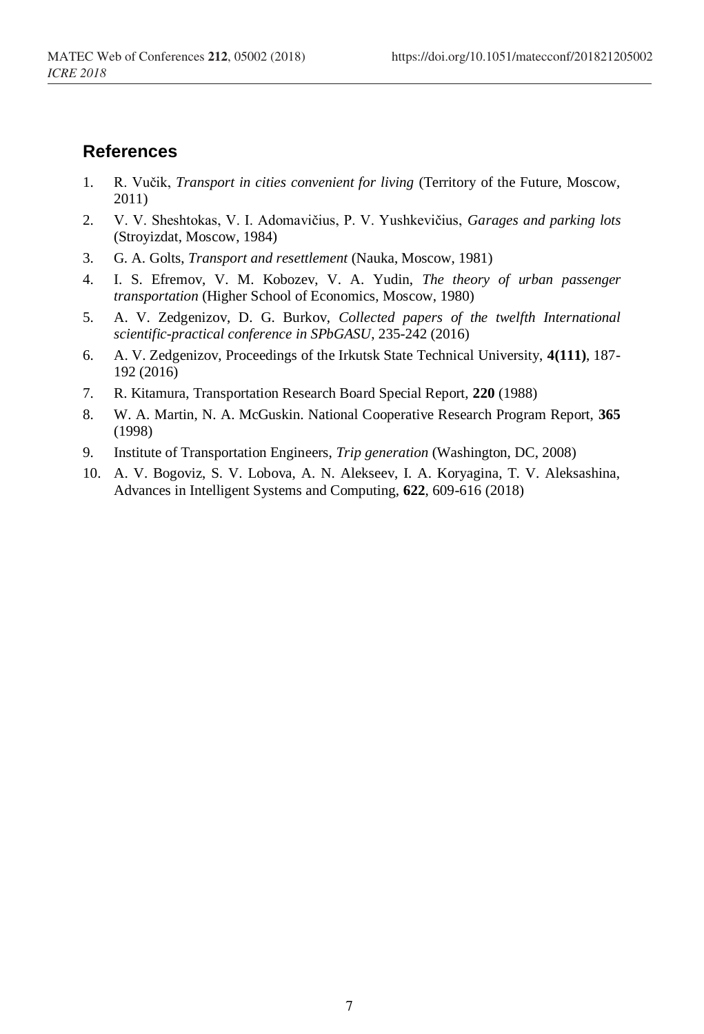## References

1. R. Vučik, *Transport in cities convenient for living* (Territory of the Future, Moscow, 2011)
2. V. V. Sheshtokas, V. I. Adomavičius, P. V. Yushkevičius, *Garages and parking lots* (Stroyizdat, Moscow, 1984)
3. G. A. Golts, *Transport and resettlement* (Nauka, Moscow, 1981)
4. I. S. Efremov, V. M. Kobozev, V. A. Yudin, *The theory of urban passenger transportation* (Higher School of Economics, Moscow, 1980)
5. A. V. Zedgenizov, D. G. Burkov, *Collected papers of the twelfth International scientific-practical conference in SPbGASU*, 235-242 (2016)
6. A. V. Zedgenizov, Proceedings of the Irkutsk State Technical University, **4(111)**, 187-192 (2016)
7. R. Kitamura, Transportation Research Board Special Report, **220** (1988)
8. W. A. Martin, N. A. McGuskin. National Cooperative Research Program Report, **365** (1998)
9. Institute of Transportation Engineers, *Trip generation* (Washington, DC, 2008)
10. A. V. Bogoviz, S. V. Lobova, A. N. Alekseev, I. A. Koryagina, T. V. Aleksashina, Advances in Intelligent Systems and Computing, **622**, 609-616 (2018)